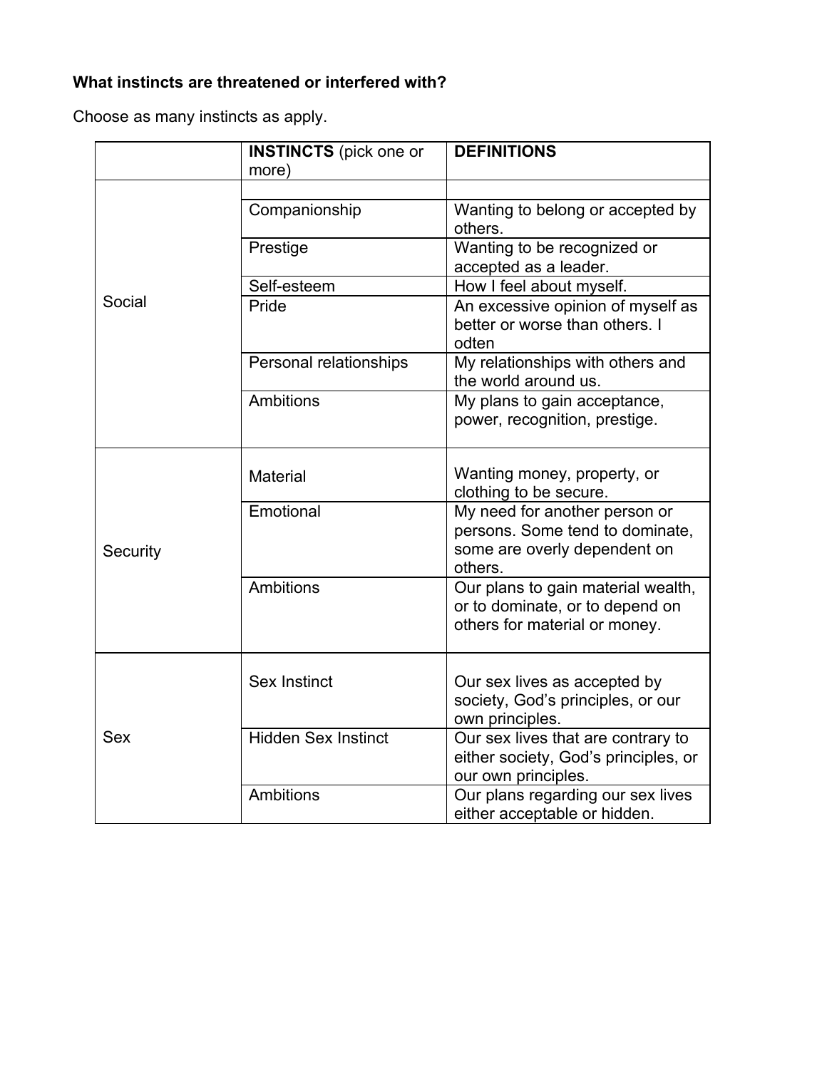**What instincts are threatened or interfered with?**

Choose as many instincts as apply.

| | **INSTINCTS** (pick one or more) | **DEFINITIONS** |
|---|---|---|
| Social | | |
| | Companionship | Wanting to belong or accepted by others. |
| | Prestige | Wanting to be recognized or accepted as a leader. |
| | Self-esteem | How I feel about myself. |
| | Pride | An excessive opinion of myself as better or worse than others. I odten |
| | Personal relationships | My relationships with others and the world around us. |
| | Ambitions | My plans to gain acceptance, power, recognition, prestige. |
| Security | Material | Wanting money, property, or clothing to be secure. |
| | Emotional | My need for another person or persons. Some tend to dominate, some are overly dependent on others. |
| | Ambitions | Our plans to gain material wealth, or to dominate, or to depend on others for material or money. |
| Sex | Sex Instinct | Our sex lives as accepted by society, God's principles, or our own principles. |
| | Hidden Sex Instinct | Our sex lives that are contrary to either society, God's principles, or our own principles. |
| | Ambitions | Our plans regarding our sex lives either acceptable or hidden. |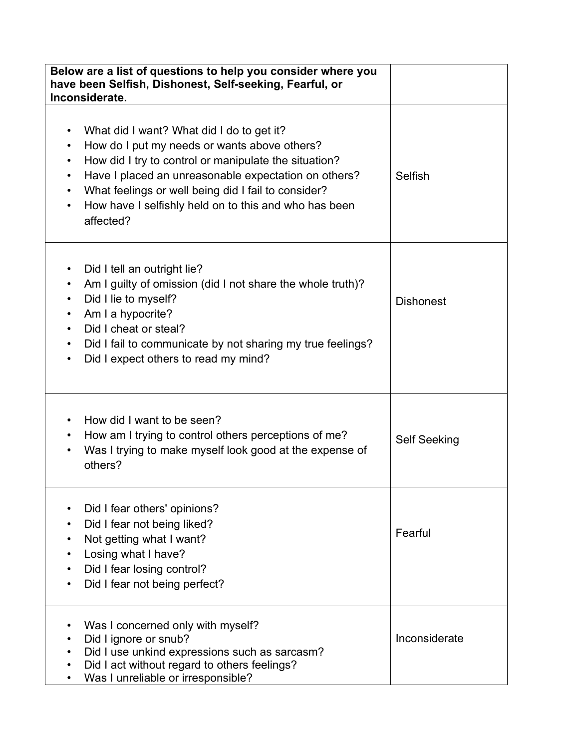| Below are a list of questions to help you consider where you have been Selfish, Dishonest, Self-seeking, Fearful, or Inconsiderate. | |
|---|---|
| • What did I want? What did I do to get it?<br>• How do I put my needs or wants above others?<br>• How did I try to control or manipulate the situation?<br>• Have I placed an unreasonable expectation on others?<br>• What feelings or well being did I fail to consider?<br>• How have I selfishly held on to this and who has been affected? | Selfish |
| • Did I tell an outright lie?<br>• Am I guilty of omission (did I not share the whole truth)?<br>• Did I lie to myself?<br>• Am I a hypocrite?<br>• Did I cheat or steal?<br>• Did I fail to communicate by not sharing my true feelings?<br>• Did I expect others to read my mind? | Dishonest |
| • How did I want to be seen?<br>• How am I trying to control others perceptions of me?<br>• Was I trying to make myself look good at the expense of others? | Self Seeking |
| • Did I fear others' opinions?<br>• Did I fear not being liked?<br>• Not getting what I want?<br>• Losing what I have?<br>• Did I fear losing control?<br>• Did I fear not being perfect? | Fearful |
| • Was I concerned only with myself?<br>• Did I ignore or snub?<br>• Did I use unkind expressions such as sarcasm?<br>• Did I act without regard to others feelings?<br>• Was I unreliable or irresponsible? | Inconsiderate |